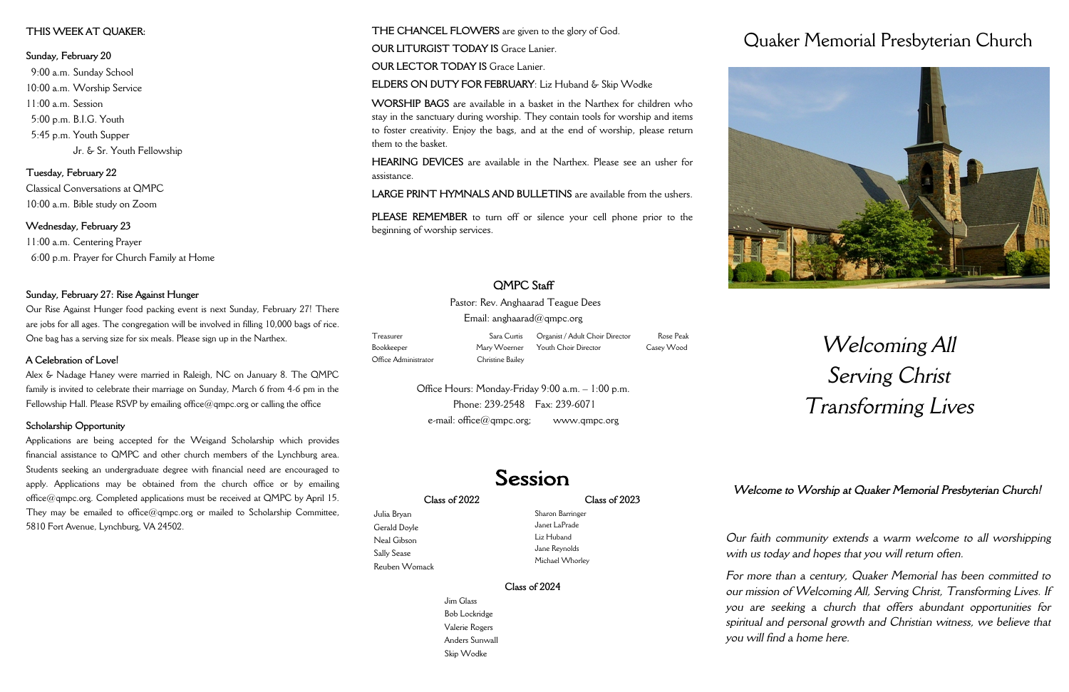**THIS WEEK AT QUAKER:**

**Sunday, February 20**

9:00 a.m. Sunday School
10:00 a.m. Worship Service
11:00 a.m. Session
5:00 p.m. B.I.G. Youth
5:45 p.m. Youth Supper
Jr. & Sr. Youth Fellowship

**Tuesday, February 22**

Classical Conversations at QMPC
10:00 a.m. Bible study on Zoom

**Wednesday, February 23**

11:00 a.m. Centering Prayer
6:00 p.m. Prayer for Church Family at Home

**Sunday, February 27: Rise Against Hunger**

Our Rise Against Hunger food packing event is next Sunday, February 27! There are jobs for all ages. The congregation will be involved in filling 10,000 bags of rice. One bag has a serving size for six meals. Please sign up in the Narthex.

**A Celebration of Love!**

Alex & Nadage Haney were married in Raleigh, NC on January 8. The QMPC family is invited to celebrate their marriage on Sunday, March 6 from 4-6 pm in the Fellowship Hall. Please RSVP by emailing office@qmpc.org or calling the office

**Scholarship Opportunity**

Applications are being accepted for the Weigand Scholarship which provides financial assistance to QMPC and other church members of the Lynchburg area. Students seeking an undergraduate degree with financial need are encouraged to apply. Applications may be obtained from the church office or by emailing office@qmpc.org. Completed applications must be received at QMPC by April 15. They may be emailed to office@qmpc.org or mailed to Scholarship Committee, 5810 Fort Avenue, Lynchburg, VA 24502.

**THE CHANCEL FLOWERS** are given to the glory of God.

**OUR LITURGIST TODAY IS** Grace Lanier.

**OUR LECTOR TODAY IS** Grace Lanier.

**ELDERS ON DUTY FOR FEBRUARY**: Liz Huband & Skip Wodke

**WORSHIP BAGS** are available in a basket in the Narthex for children who stay in the sanctuary during worship. They contain tools for worship and items to foster creativity. Enjoy the bags, and at the end of worship, please return them to the basket.

**HEARING DEVICES** are available in the Narthex. Please see an usher for assistance.

**LARGE PRINT HYMNALS AND BULLETINS** are available from the ushers.

**PLEASE REMEMBER** to turn off or silence your cell phone prior to the beginning of worship services.

## QMPC Staff

Pastor: Rev. Anghaarad Teague Dees
Email: anghaarad@qmpc.org

| | | | |
|---|---|---|---|
| Treasurer | Sara Curtis | Organist / Adult Choir Director | Rose Peak |
| Bookkeeper | Mary Woerner | Youth Choir Director | Casey Wood |
| Office Administrator | Christine Bailey | | |

Office Hours: Monday-Friday 9:00 a.m. – 1:00 p.m.
Phone: 239-2548 Fax: 239-6071
e-mail: office@qmpc.org; www.qmpc.org

## Session

**Class of 2022**

Julia Bryan
Gerald Doyle
Neal Gibson
Sally Sease
Reuben Womack

**Class of 2023**

Sharon Barringer
Janet LaPrade
Liz Huband
Jane Reynolds
Michael Whorley

**Class of 2024**

Jim Glass
Bob Lockridge
Valerie Rogers
Anders Sunwall
Skip Wodke

# Quaker Memorial Presbyterian Church

*Welcoming All*
*Serving Christ*
*Transforming Lives*

***Welcome to Worship at Quaker Memorial Presbyterian Church!***

*Our faith community extends a warm welcome to all worshipping with us today and hopes that you will return often.*

*For more than a century, Quaker Memorial has been committed to our mission of Welcoming All, Serving Christ, Transforming Lives. If you are seeking a church that offers abundant opportunities for spiritual and personal growth and Christian witness, we believe that you will find a home here.*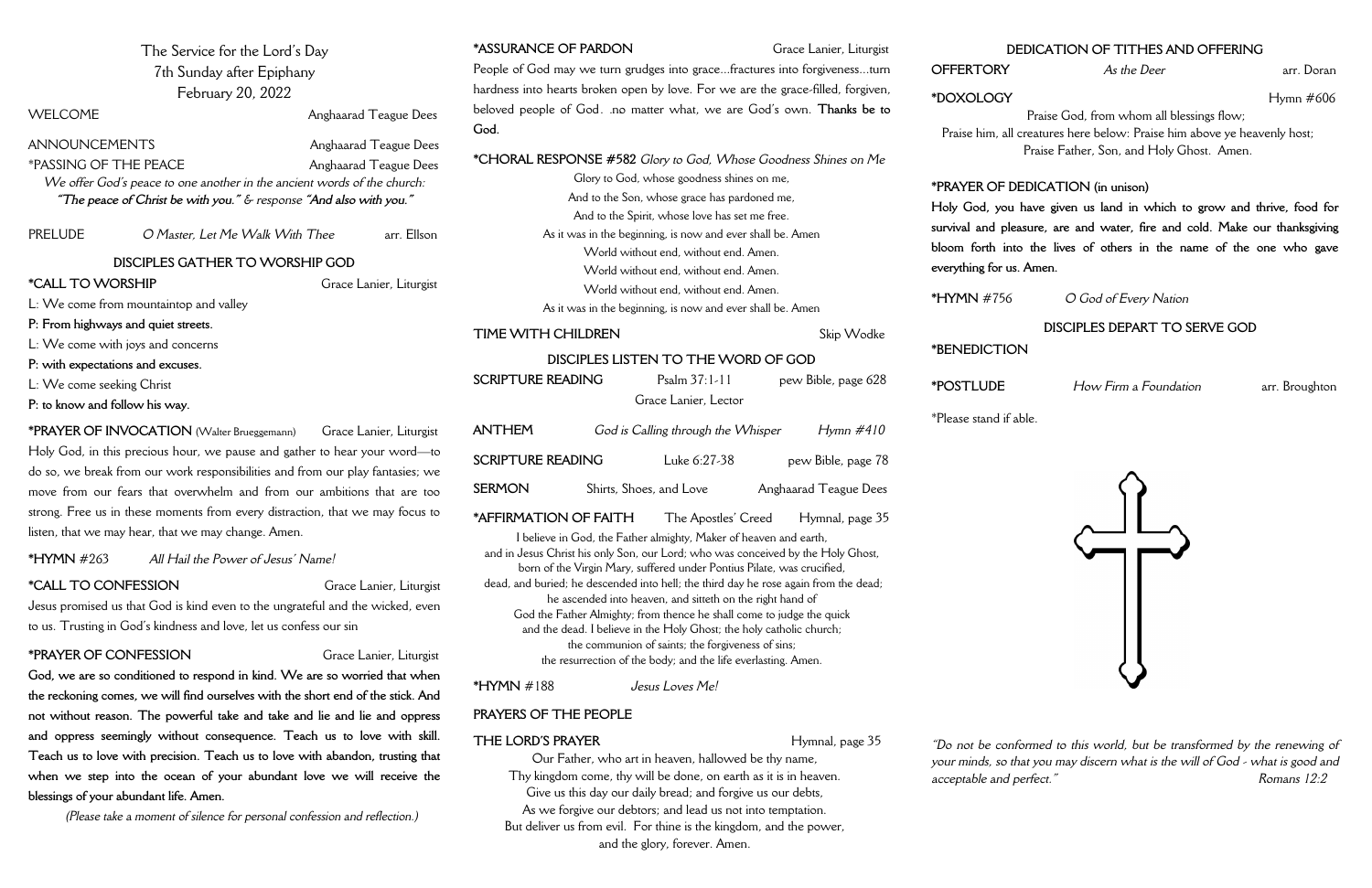The Service for the Lord's Day
7th Sunday after Epiphany
February 20, 2022

WELCOME Anghaarad Teague Dees

ANNOUNCEMENTS Anghaarad Teague Dees

*PASSING OF THE PEACE Anghaarad Teague Dees

*We offer God's peace to one another in the ancient words of the church:*
***"The peace of Christ be with you." & response "And also with you."***

PRELUDE *O Master, Let Me Walk With Thee* arr. Ellson

## DISCIPLES GATHER TO WORSHIP GOD

**\*CALL TO WORSHIP** Grace Lanier, Liturgist

L: We come from mountaintop and valley

**P: From highways and quiet streets.**

L: We come with joys and concerns

**P: with expectations and excuses.**

L: We come seeking Christ

**P: to know and follow his way.**

**\*PRAYER OF INVOCATION** (Walter Brueggemann) Grace Lanier, Liturgist

Holy God, in this precious hour, we pause and gather to hear your word—to do so, we break from our work responsibilities and from our play fantasies; we move from our fears that overwhelm and from our ambitions that are too strong. Free us in these moments from every distraction, that we may focus to listen, that we may hear, that we may change. Amen.

**\*HYMN** #263 *All Hail the Power of Jesus' Name!*

**\*CALL TO CONFESSION** Grace Lanier, Liturgist

Jesus promised us that God is kind even to the ungrateful and the wicked, even to us. Trusting in God's kindness and love, let us confess our sin

**\*PRAYER OF CONFESSION** Grace Lanier, Liturgist

**God, we are so conditioned to respond in kind. We are so worried that when the reckoning comes, we will find ourselves with the short end of the stick. And not without reason. The powerful take and take and lie and lie and oppress and oppress seemingly without consequence. Teach us to love with skill. Teach us to love with precision. Teach us to love with abandon, trusting that when we step into the ocean of your abundant love we will receive the blessings of your abundant life. Amen.**

*(Please take a moment of silence for personal confession and reflection.)*

**\*ASSURANCE OF PARDON** Grace Lanier, Liturgist

People of God may we turn grudges into grace...fractures into forgiveness...turn hardness into hearts broken open by love. For we are the grace-filled, forgiven, beloved people of God. .no matter what, we are God's own. **Thanks be to God.**

**\*CHORAL RESPONSE #582** *Glory to God, Whose Goodness Shines on Me*

Glory to God, whose goodness shines on me,
And to the Son, whose grace has pardoned me,
And to the Spirit, whose love has set me free.
As it was in the beginning, is now and ever shall be. Amen
World without end, without end. Amen.
World without end, without end. Amen.
World without end, without end. Amen.
As it was in the beginning, is now and ever shall be. Amen

**TIME WITH CHILDREN** Skip Wodke

## DISCIPLES LISTEN TO THE WORD OF GOD

**SCRIPTURE READING** Psalm 37:1-11 pew Bible, page 628
Grace Lanier, Lector

**ANTHEM** *God is Calling through the Whisper* *Hymn #410*

**SCRIPTURE READING** Luke 6:27-38 pew Bible, page 78

**SERMON** Shirts, Shoes, and Love Anghaarad Teague Dees

**\*AFFIRMATION OF FAITH** The Apostles' Creed Hymnal, page 35

I believe in God, the Father almighty, Maker of heaven and earth, and in Jesus Christ his only Son, our Lord; who was conceived by the Holy Ghost, born of the Virgin Mary, suffered under Pontius Pilate, was crucified, dead, and buried; he descended into hell; the third day he rose again from the dead; he ascended into heaven, and sitteth on the right hand of God the Father Almighty; from thence he shall come to judge the quick and the dead. I believe in the Holy Ghost; the holy catholic church; the communion of saints; the forgiveness of sins; the resurrection of the body; and the life everlasting. Amen.

**\*HYMN** #188 *Jesus Loves Me!*

**PRAYERS OF THE PEOPLE**

**THE LORD'S PRAYER** Hymnal, page 35

Our Father, who art in heaven, hallowed be thy name,
Thy kingdom come, thy will be done, on earth as it is in heaven.
Give us this day our daily bread; and forgive us our debts,
As we forgive our debtors; and lead us not into temptation.
But deliver us from evil. For thine is the kingdom, and the power, and the glory, forever. Amen.

## DEDICATION OF TITHES AND OFFERING

**OFFERTORY** *As the Deer* arr. Doran

**\*DOXOLOGY** Hymn #606

Praise God, from whom all blessings flow;
Praise him, all creatures here below: Praise him above ye heavenly host;
Praise Father, Son, and Holy Ghost. Amen.

**\*PRAYER OF DEDICATION (in unison)**

**Holy God, you have given us land in which to grow and thrive, food for survival and pleasure, are and water, fire and cold. Make our thanksgiving bloom forth into the lives of others in the name of the one who gave everything for us. Amen.**

**\*HYMN** #756 *O God of Every Nation*

## DISCIPLES DEPART TO SERVE GOD

**\*BENEDICTION**

**\*POSTLUDE** *How Firm a Foundation* arr. Broughton

*Please stand if able.

*"Do not be conformed to this world, but be transformed by the renewing of your minds, so that you may discern what is the will of God - what is good and acceptable and perfect."* *Romans 12:2*